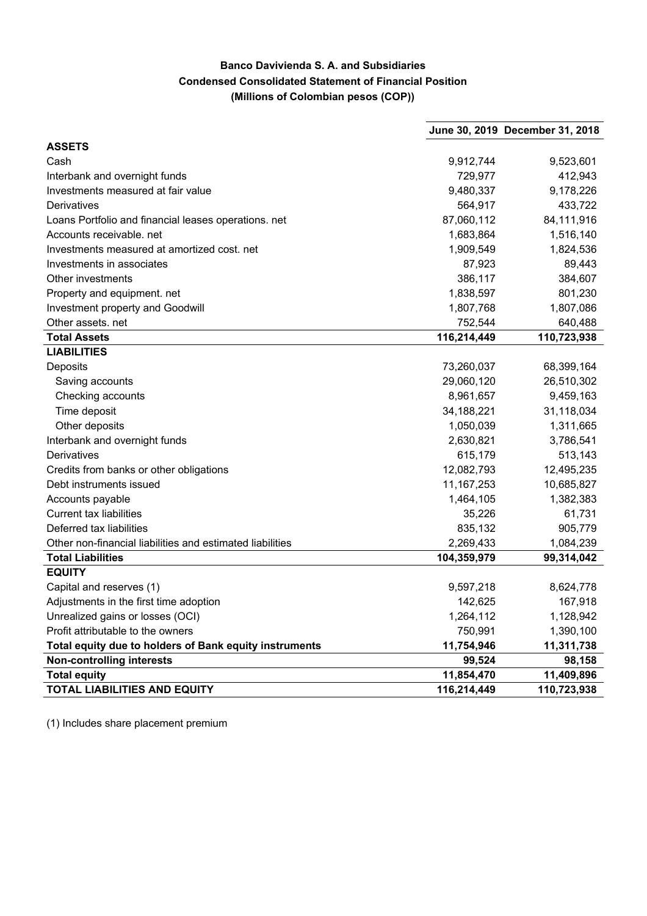**Banco Davivienda S. A. and Subsidiaries**
**Condensed Consolidated Statement of Financial Position**
**(Millions of Colombian pesos (COP))**

| | June 30, 2019 | December 31, 2018 |
|---|---|---|
| **ASSETS** | | |
| Cash | 9,912,744 | 9,523,601 |
| Interbank and overnight funds | 729,977 | 412,943 |
| Investments measured at fair value | 9,480,337 | 9,178,226 |
| Derivatives | 564,917 | 433,722 |
| Loans Portfolio and financial leases operations. net | 87,060,112 | 84,111,916 |
| Accounts receivable. net | 1,683,864 | 1,516,140 |
| Investments measured at amortized cost. net | 1,909,549 | 1,824,536 |
| Investments in associates | 87,923 | 89,443 |
| Other investments | 386,117 | 384,607 |
| Property and equipment. net | 1,838,597 | 801,230 |
| Investment property and Goodwill | 1,807,768 | 1,807,086 |
| Other assets. net | 752,544 | 640,488 |
| **Total Assets** | **116,214,449** | **110,723,938** |
| **LIABILITIES** | | |
| Deposits | 73,260,037 | 68,399,164 |
| Saving accounts | 29,060,120 | 26,510,302 |
| Checking accounts | 8,961,657 | 9,459,163 |
| Time deposit | 34,188,221 | 31,118,034 |
| Other deposits | 1,050,039 | 1,311,665 |
| Interbank and overnight funds | 2,630,821 | 3,786,541 |
| Derivatives | 615,179 | 513,143 |
| Credits from banks or other obligations | 12,082,793 | 12,495,235 |
| Debt instruments issued | 11,167,253 | 10,685,827 |
| Accounts payable | 1,464,105 | 1,382,383 |
| Current tax liabilities | 35,226 | 61,731 |
| Deferred tax liabilities | 835,132 | 905,779 |
| Other non-financial liabilities and estimated liabilities | 2,269,433 | 1,084,239 |
| **Total Liabilities** | **104,359,979** | **99,314,042** |
| **EQUITY** | | |
| Capital and reserves (1) | 9,597,218 | 8,624,778 |
| Adjustments in the first time adoption | 142,625 | 167,918 |
| Unrealized gains or losses (OCI) | 1,264,112 | 1,128,942 |
| Profit attributable to the owners | 750,991 | 1,390,100 |
| **Total equity due to holders of Bank equity instruments** | **11,754,946** | **11,311,738** |
| **Non-controlling interests** | **99,524** | **98,158** |
| **Total equity** | **11,854,470** | **11,409,896** |
| **TOTAL LIABILITIES AND EQUITY** | **116,214,449** | **110,723,938** |

(1) Includes share placement premium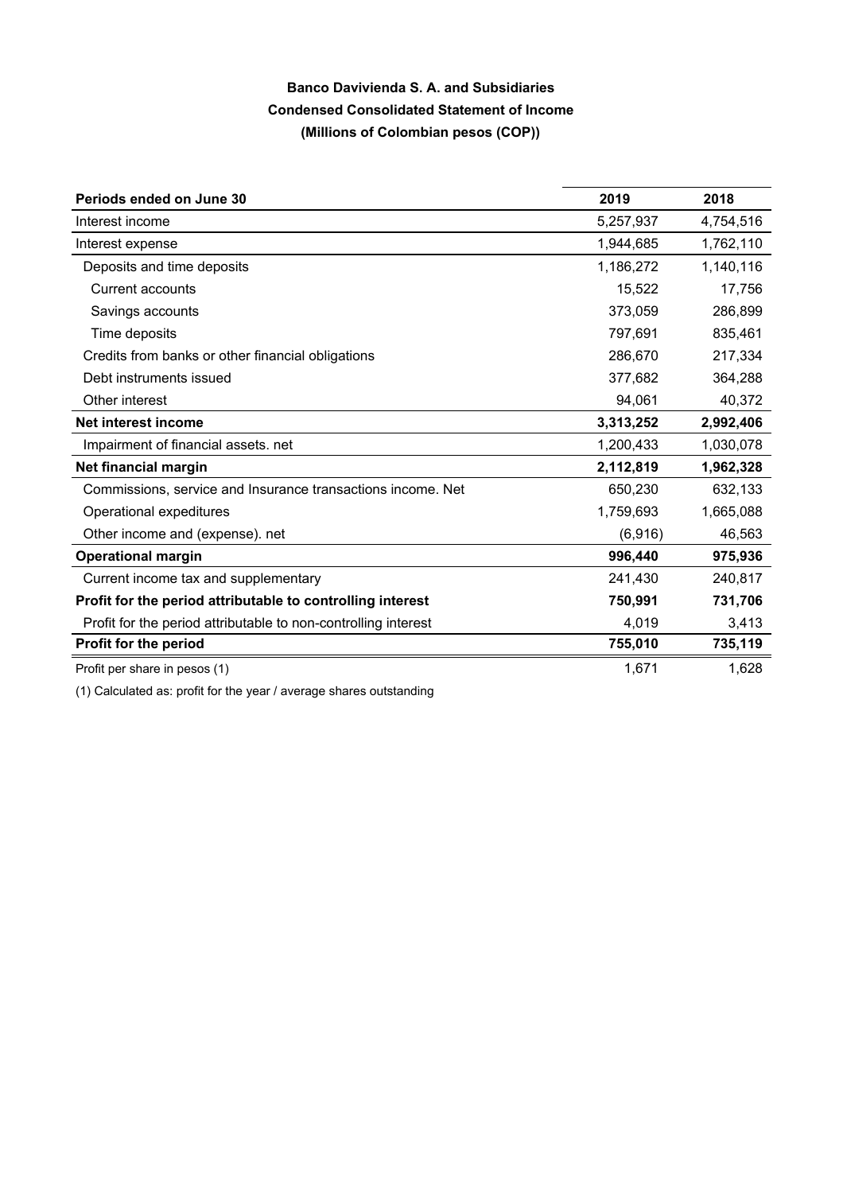**Banco Davivienda S. A. and Subsidiaries**

**Condensed Consolidated Statement of Income**

**(Millions of Colombian pesos (COP))**

| **Periods ended on June 30** | **2019** | **2018** |
|---|---|---|
| Interest income | 5,257,937 | 4,754,516 |
| Interest expense | 1,944,685 | 1,762,110 |
| Deposits and time deposits | 1,186,272 | 1,140,116 |
| Current accounts | 15,522 | 17,756 |
| Savings accounts | 373,059 | 286,899 |
| Time deposits | 797,691 | 835,461 |
| Credits from banks or other financial obligations | 286,670 | 217,334 |
| Debt instruments issued | 377,682 | 364,288 |
| Other interest | 94,061 | 40,372 |
| **Net interest income** | **3,313,252** | **2,992,406** |
| Impairment of financial assets. net | 1,200,433 | 1,030,078 |
| **Net financial margin** | **2,112,819** | **1,962,328** |
| Commissions, service and Insurance transactions income. Net | 650,230 | 632,133 |
| Operational expeditures | 1,759,693 | 1,665,088 |
| Other income and (expense). net | (6,916) | 46,563 |
| **Operational margin** | **996,440** | **975,936** |
| Current income tax and supplementary | 241,430 | 240,817 |
| **Profit for the period attributable to controlling interest** | **750,991** | **731,706** |
| Profit for the period attributable to non-controlling interest | 4,019 | 3,413 |
| **Profit for the period** | **755,010** | **735,119** |
| Profit per share in pesos (1) | 1,671 | 1,628 |

(1) Calculated as: profit for the year / average shares outstanding